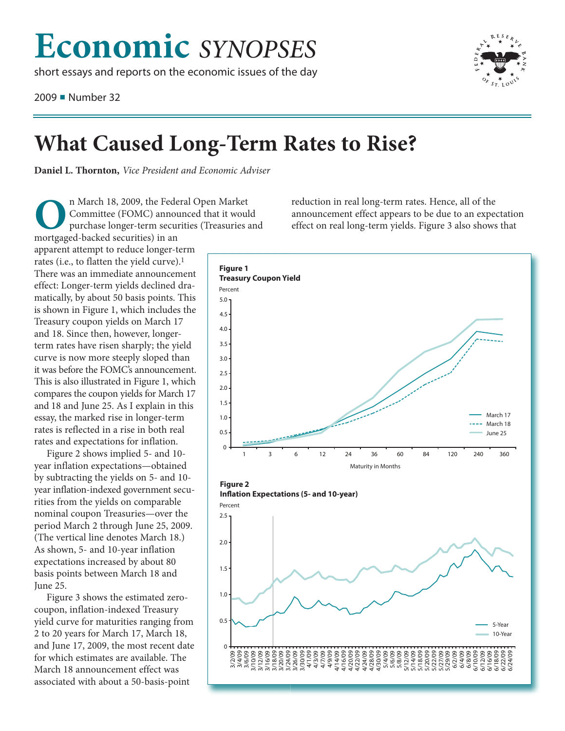# Economic *SYNOPSES*

short essays and reports on the economic issues of the day

2009 ■ Number 32

# What Caused Long-Term Rates to Rise?

**Daniel L. Thornton,** *Vice President and Economic Adviser*

On March 18, 2009, the Federal Open Market Committee (FOMC) announced that it would purchase longer-term securities (Treasuries and mortgaged-backed securities) in an apparent attempt to reduce longer-term rates (i.e., to flatten the yield curve).[1] There was an immediate announcement effect: Longer-term yields declined dramatically, by about 50 basis points. This is shown in Figure 1, which includes the Treasury coupon yields on March 17 and 18. Since then, however, longer-term rates have risen sharply; the yield curve is now more steeply sloped than it was before the FOMC's announcement. This is also illustrated in Figure 1, which compares the coupon yields for March 17 and 18 and June 25. As I explain in this essay, the marked rise in longer-term rates is reflected in a rise in both real rates and expectations for inflation.

Figure 2 shows implied 5- and 10-year inflation expectations—obtained by subtracting the yields on 5- and 10-year inflation-indexed government securities from the yields on comparable nominal coupon Treasuries—over the period March 2 through June 25, 2009. (The vertical line denotes March 18.) As shown, 5- and 10-year inflation expectations increased by about 80 basis points between March 18 and June 25.

Figure 3 shows the estimated zero-coupon, inflation-indexed Treasury yield curve for maturities ranging from 2 to 20 years for March 17, March 18, and June 17, 2009, the most recent date for which estimates are available. The March 18 announcement effect was associated with about a 50-basis-point reduction in real long-term rates. Hence, all of the announcement effect appears to be due to an expectation effect on real long-term yields. Figure 3 also shows that

**Figure 1**
**Treasury Coupon Yield**

**Figure 2**
**Inflation Expectations (5- and 10-year)**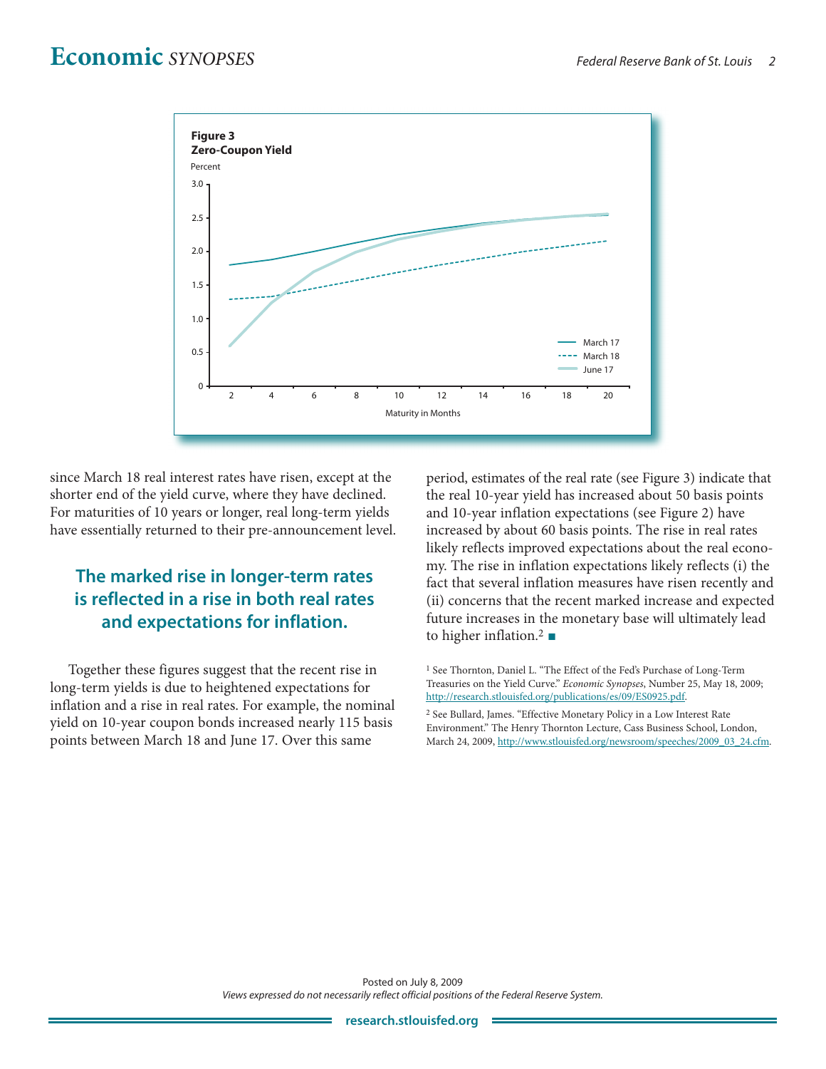**Figure 3**
**Zero-Coupon Yield**

Percent

3.0
2.5
2.0
1.5
1.0
0.5
0

2 4 6 8 10 12 14 16 18 20

Maturity in Months

March 17
March 18
June 17

since March 18 real interest rates have risen, except at the shorter end of the yield curve, where they have declined. For maturities of 10 years or longer, real long-term yields have essentially returned to their pre-announcement level.

**The marked rise in longer-term rates is reflected in a rise in both real rates and expectations for inflation.**

Together these figures suggest that the recent rise in long-term yields is due to heightened expectations for inflation and a rise in real rates. For example, the nominal yield on 10-year coupon bonds increased nearly 115 basis points between March 18 and June 17. Over this same period, estimates of the real rate (see Figure 3) indicate that the real 10-year yield has increased about 50 basis points and 10-year inflation expectations (see Figure 2) have increased by about 60 basis points. The rise in real rates likely reflects improved expectations about the real economy. The rise in inflation expectations likely reflects (i) the fact that several inflation measures have risen recently and (ii) concerns that the recent marked increase and expected future increases in the monetary base will ultimately lead to higher inflation.[2] ■

[1] See Thornton, Daniel L. "The Effect of the Fed's Purchase of Long-Term Treasuries on the Yield Curve." *Economic Synopses*, Number 25, May 18, 2009; http://research.stlouisfed.org/publications/es/09/ES0925.pdf.

[2] See Bullard, James. "Effective Monetary Policy in a Low Interest Rate Environment." The Henry Thornton Lecture, Cass Business School, London, March 24, 2009, http://www.stlouisfed.org/newsroom/speeches/2009_03_24.cfm.

Posted on July 8, 2009
*Views expressed do not necessarily reflect official positions of the Federal Reserve System.*